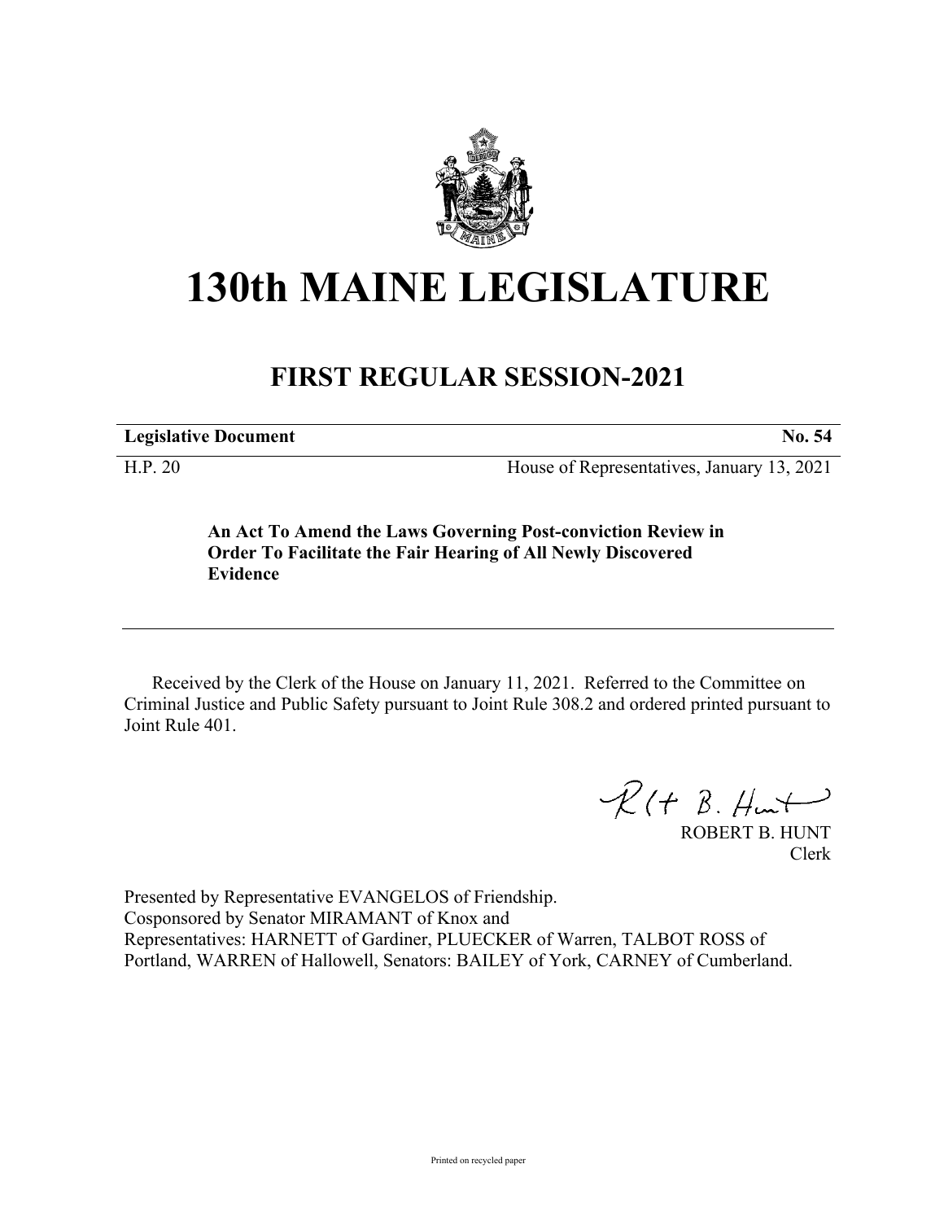# 130th MAINE LEGISLATURE

## FIRST REGULAR SESSION-2021

| **Legislative Document** | **No. 54** |
| --- | --- |
| H.P. 20 | House of Representatives, January 13, 2021 |

**An Act To Amend the Laws Governing Post-conviction Review in Order To Facilitate the Fair Hearing of All Newly Discovered Evidence**

Received by the Clerk of the House on January 11, 2021. Referred to the Committee on Criminal Justice and Public Safety pursuant to Joint Rule 308.2 and ordered printed pursuant to Joint Rule 401.

ROBERT B. HUNT
Clerk

Presented by Representative EVANGELOS of Friendship.
Cosponsored by Senator MIRAMANT of Knox and
Representatives: HARNETT of Gardiner, PLUECKER of Warren, TALBOT ROSS of Portland, WARREN of Hallowell, Senators: BAILEY of York, CARNEY of Cumberland.

Printed on recycled paper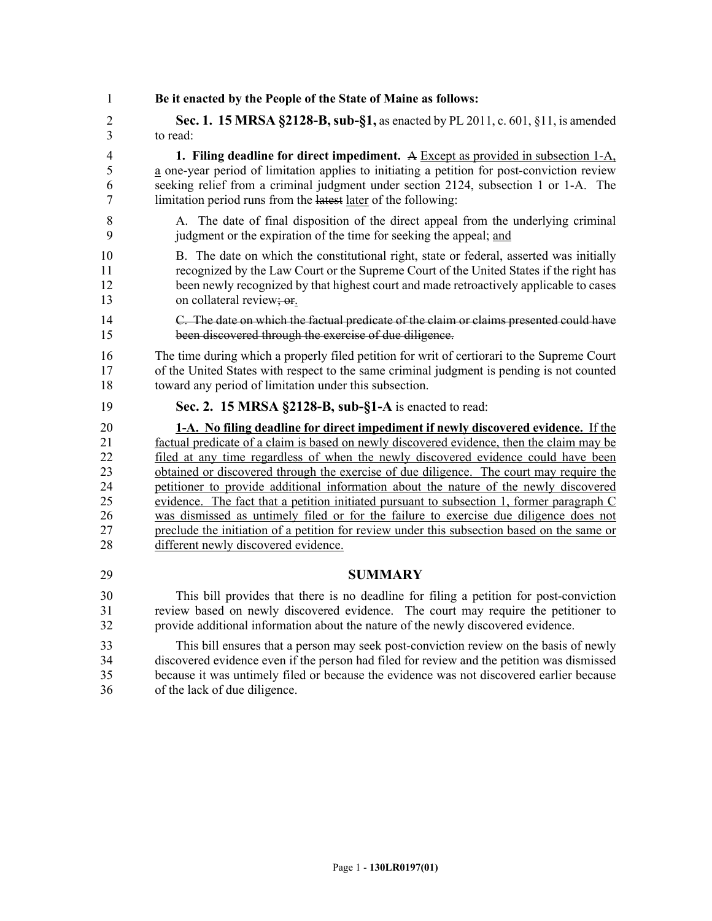**Be it enacted by the People of the State of Maine as follows:**

**Sec. 1. 15 MRSA §2128-B, sub-§1,** as enacted by PL 2011, c. 601, §11, is amended to read:

**1. Filing deadline for direct impediment.** ~~A~~ Except as provided in subsection 1-A, a one-year period of limitation applies to initiating a petition for post-conviction review seeking relief from a criminal judgment under section 2124, subsection 1 or 1-A. The limitation period runs from the ~~latest~~ later of the following:

A. The date of final disposition of the direct appeal from the underlying criminal judgment or the expiration of the time for seeking the appeal; and

B. The date on which the constitutional right, state or federal, asserted was initially recognized by the Law Court or the Supreme Court of the United States if the right has been newly recognized by that highest court and made retroactively applicable to cases on collateral review~~; or~~.

~~C. The date on which the factual predicate of the claim or claims presented could have been discovered through the exercise of due diligence.~~

The time during which a properly filed petition for writ of certiorari to the Supreme Court of the United States with respect to the same criminal judgment is pending is not counted toward any period of limitation under this subsection.

**Sec. 2. 15 MRSA §2128-B, sub-§1-A** is enacted to read:

**1-A. No filing deadline for direct impediment if newly discovered evidence.** If the factual predicate of a claim is based on newly discovered evidence, then the claim may be filed at any time regardless of when the newly discovered evidence could have been obtained or discovered through the exercise of due diligence. The court may require the petitioner to provide additional information about the nature of the newly discovered evidence. The fact that a petition initiated pursuant to subsection 1, former paragraph C was dismissed as untimely filed or for the failure to exercise due diligence does not preclude the initiation of a petition for review under this subsection based on the same or different newly discovered evidence.

## SUMMARY

This bill provides that there is no deadline for filing a petition for post-conviction review based on newly discovered evidence. The court may require the petitioner to provide additional information about the nature of the newly discovered evidence.

This bill ensures that a person may seek post-conviction review on the basis of newly discovered evidence even if the person had filed for review and the petition was dismissed because it was untimely filed or because the evidence was not discovered earlier because of the lack of due diligence.